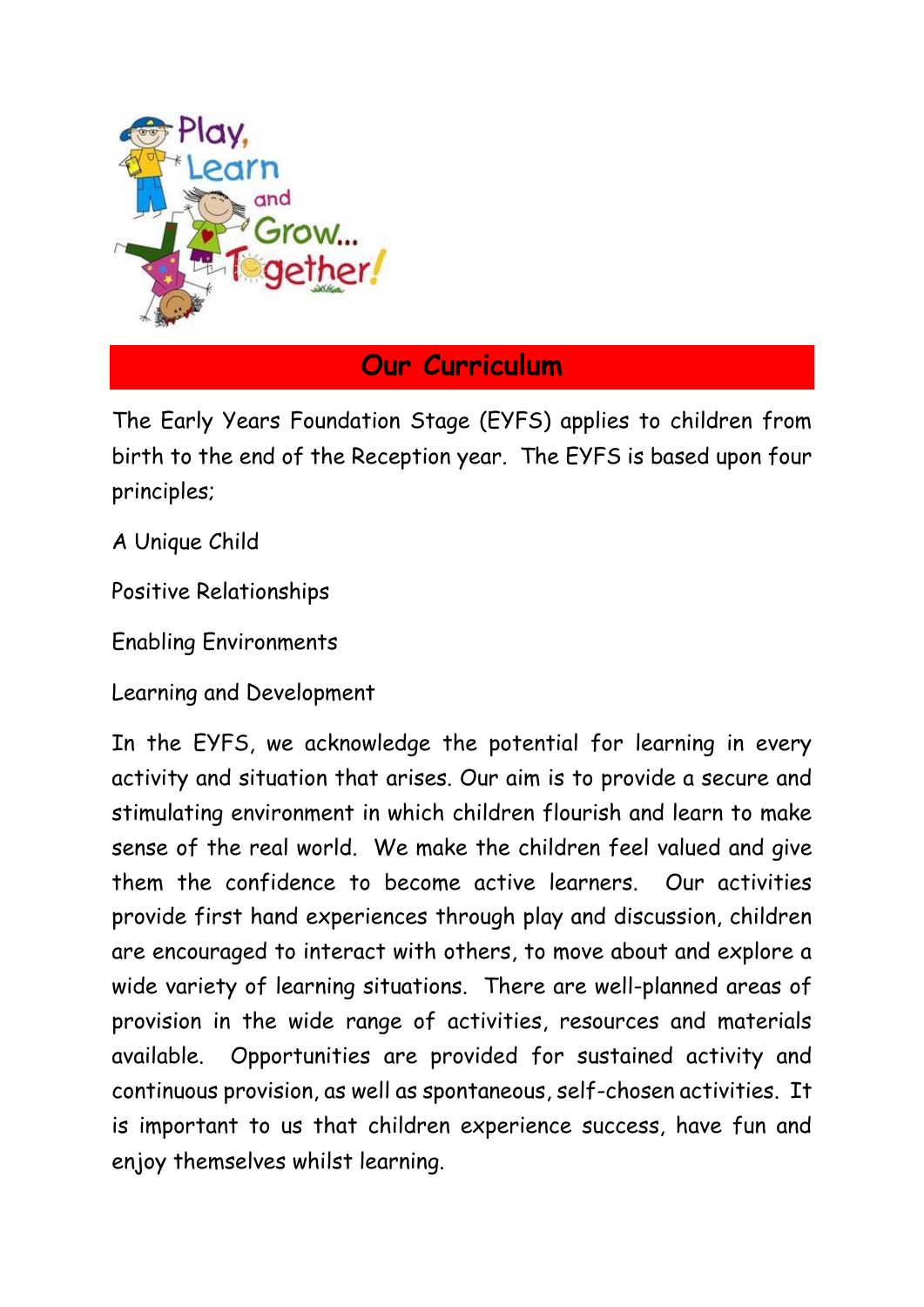Play, Learn and Grow... Together!

## Our Curriculum

The Early Years Foundation Stage (EYFS) applies to children from birth to the end of the Reception year. The EYFS is based upon four principles;

A Unique Child

Positive Relationships

Enabling Environments

Learning and Development

In the EYFS, we acknowledge the potential for learning in every activity and situation that arises. Our aim is to provide a secure and stimulating environment in which children flourish and learn to make sense of the real world. We make the children feel valued and give them the confidence to become active learners. Our activities provide first hand experiences through play and discussion, children are encouraged to interact with others, to move about and explore a wide variety of learning situations. There are well-planned areas of provision in the wide range of activities, resources and materials available. Opportunities are provided for sustained activity and continuous provision, as well as spontaneous, self-chosen activities. It is important to us that children experience success, have fun and enjoy themselves whilst learning.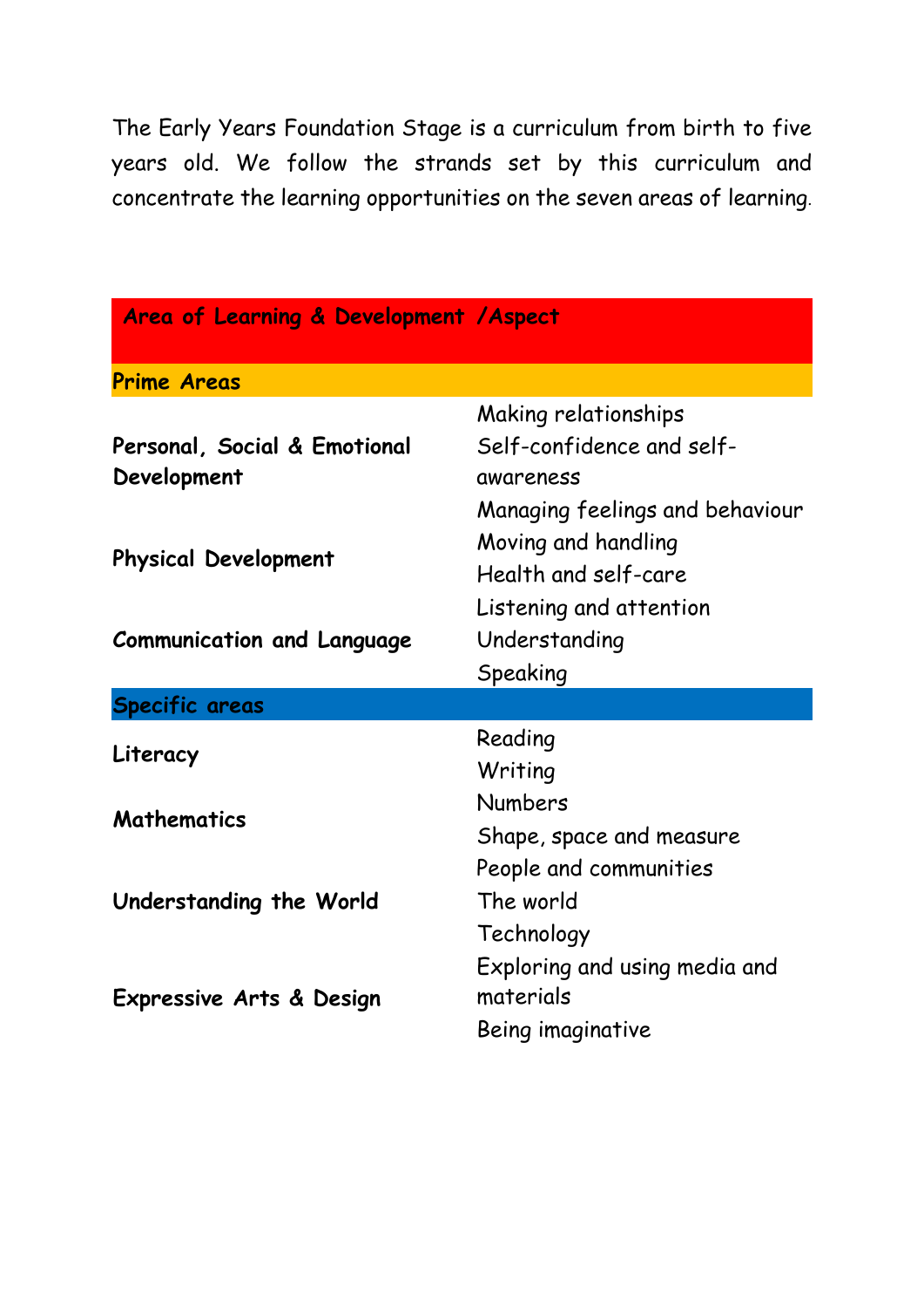The Early Years Foundation Stage is a curriculum from birth to five years old. We follow the strands set by this curriculum and concentrate the learning opportunities on the seven areas of learning.

| **Area of Learning & Development /Aspect** | |
|---|---|
| **Prime Areas** | |
| **Personal, Social & Emotional Development** | Making relationships<br>Self-confidence and self-awareness<br>Managing feelings and behaviour |
| **Physical Development** | Moving and handling<br>Health and self-care |
| **Communication and Language** | Listening and attention<br>Understanding<br>Speaking |
| **Specific areas** | |
| **Literacy** | Reading<br>Writing |
| **Mathematics** | Numbers<br>Shape, space and measure |
| **Understanding the World** | People and communities<br>The world<br>Technology |
| **Expressive Arts & Design** | Exploring and using media and materials<br>Being imaginative |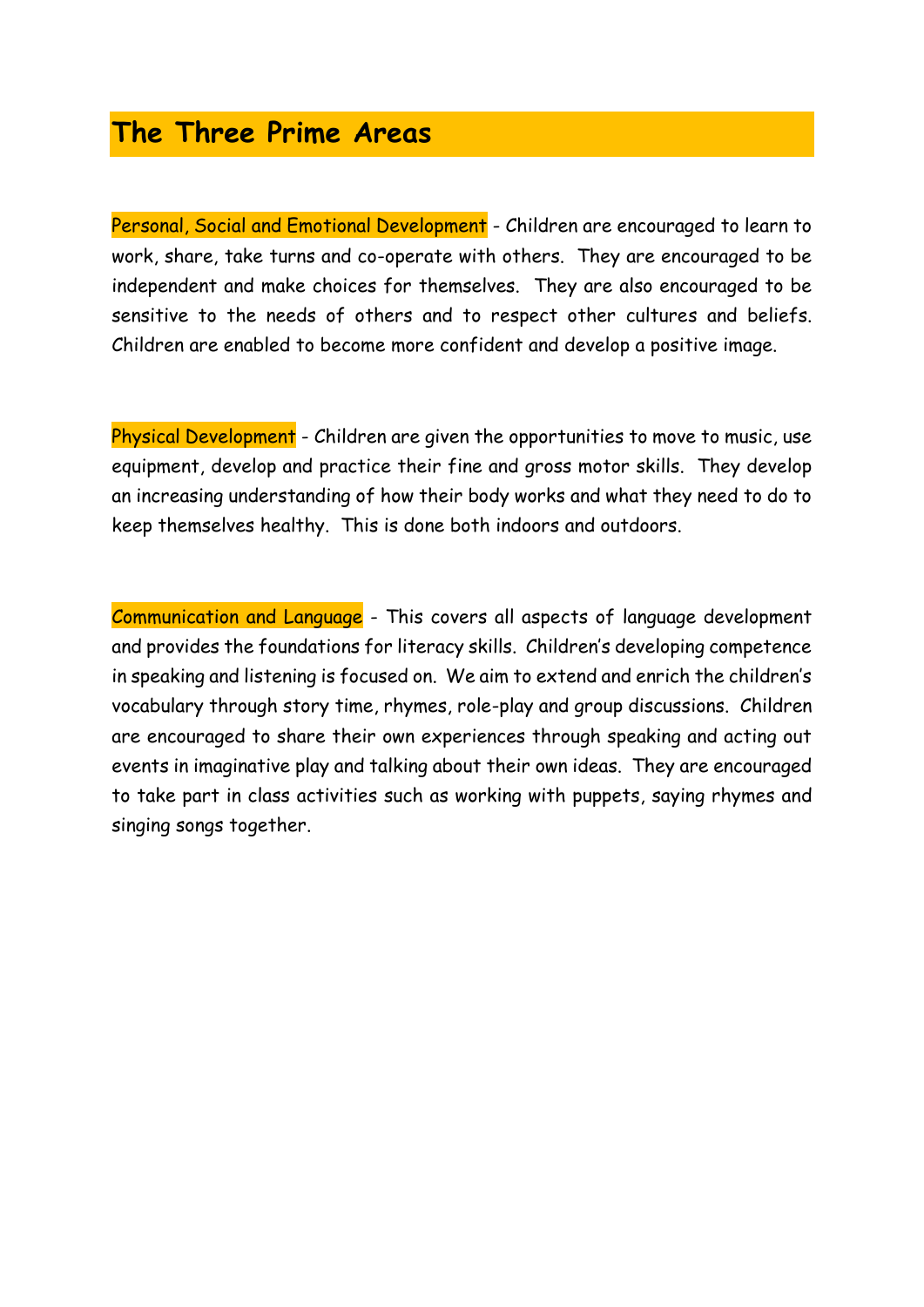## The Three Prime Areas

Personal, Social and Emotional Development - Children are encouraged to learn to work, share, take turns and co-operate with others. They are encouraged to be independent and make choices for themselves. They are also encouraged to be sensitive to the needs of others and to respect other cultures and beliefs. Children are enabled to become more confident and develop a positive image.

Physical Development - Children are given the opportunities to move to music, use equipment, develop and practice their fine and gross motor skills. They develop an increasing understanding of how their body works and what they need to do to keep themselves healthy. This is done both indoors and outdoors.

Communication and Language - This covers all aspects of language development and provides the foundations for literacy skills. Children's developing competence in speaking and listening is focused on. We aim to extend and enrich the children's vocabulary through story time, rhymes, role-play and group discussions. Children are encouraged to share their own experiences through speaking and acting out events in imaginative play and talking about their own ideas. They are encouraged to take part in class activities such as working with puppets, saying rhymes and singing songs together.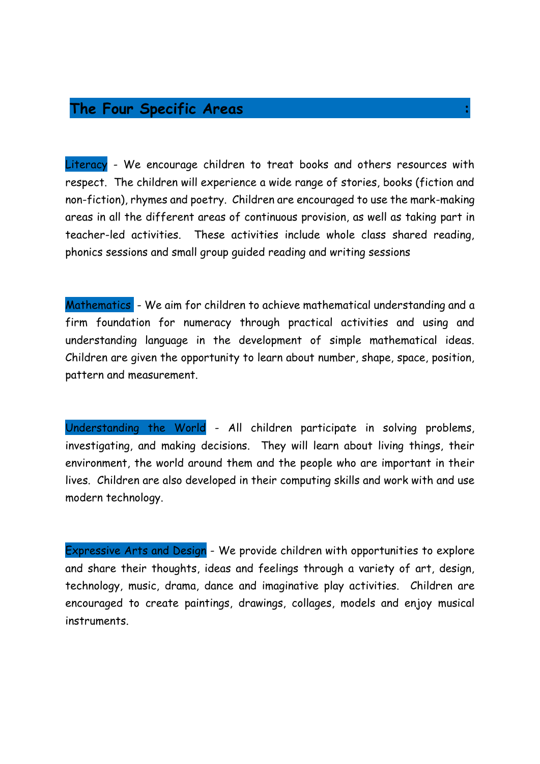## The Four Specific Areas :

**Literacy** - We encourage children to treat books and others resources with respect. The children will experience a wide range of stories, books (fiction and non-fiction), rhymes and poetry. Children are encouraged to use the mark-making areas in all the different areas of continuous provision, as well as taking part in teacher-led activities. These activities include whole class shared reading, phonics sessions and small group guided reading and writing sessions

**Mathematics** - We aim for children to achieve mathematical understanding and a firm foundation for numeracy through practical activities and using and understanding language in the development of simple mathematical ideas. Children are given the opportunity to learn about number, shape, space, position, pattern and measurement.

**Understanding the World** - All children participate in solving problems, investigating, and making decisions. They will learn about living things, their environment, the world around them and the people who are important in their lives. Children are also developed in their computing skills and work with and use modern technology.

**Expressive Arts and Design** - We provide children with opportunities to explore and share their thoughts, ideas and feelings through a variety of art, design, technology, music, drama, dance and imaginative play activities. Children are encouraged to create paintings, drawings, collages, models and enjoy musical instruments.